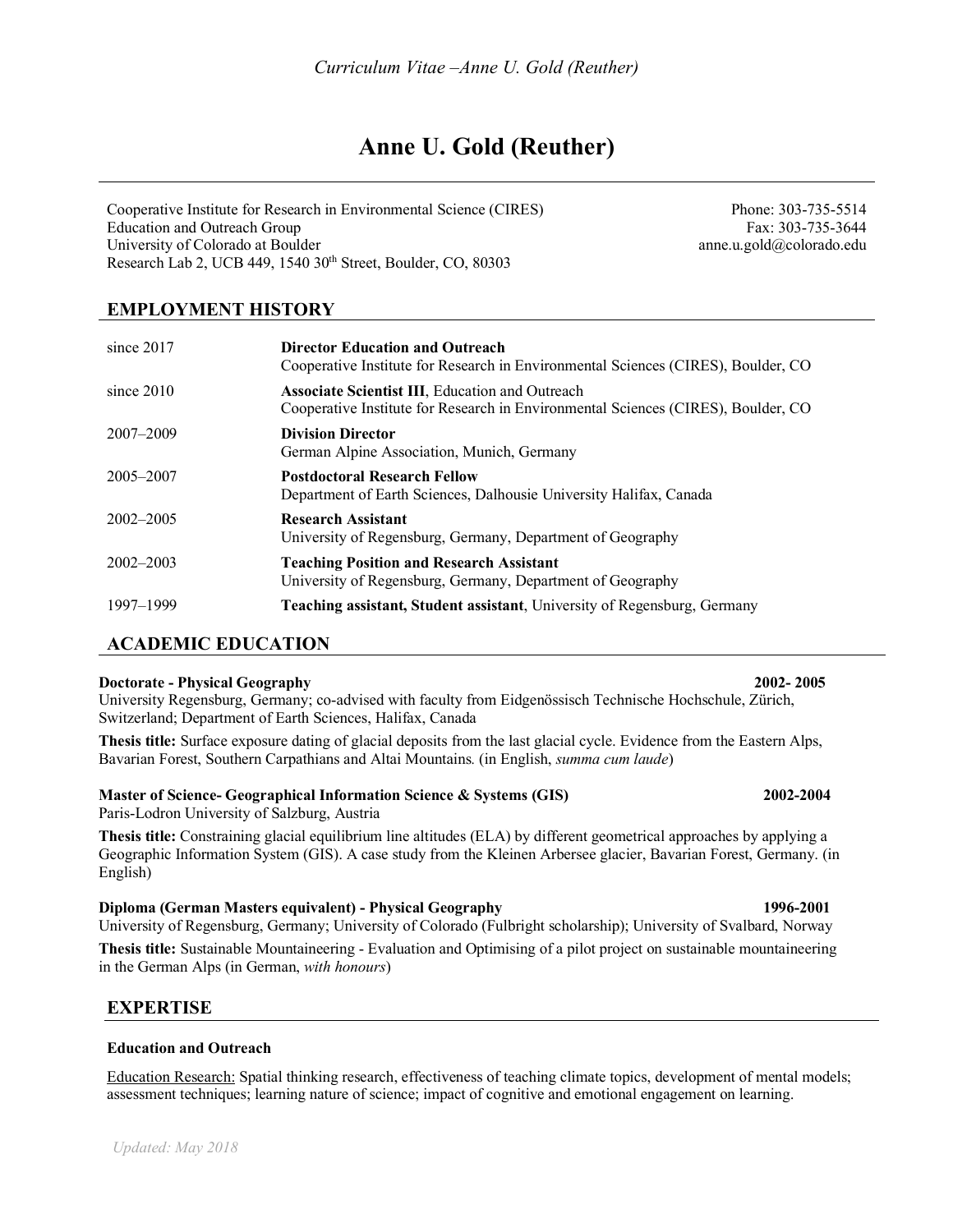# Anne U. Gold (Reuther)

Cooperative Institute for Research in Environmental Science (CIRES)
Education and Outreach Group
University of Colorado at Boulder
Research Lab 2, UCB 449, 1540 30th Street, Boulder, CO, 80303

Phone: 303-735-5514
Fax: 303-735-3644
anne.u.gold@colorado.edu

## EMPLOYMENT HISTORY

| | |
|---|---|
| since 2017 | **Director Education and Outreach**<br>Cooperative Institute for Research in Environmental Sciences (CIRES), Boulder, CO |
| since 2010 | **Associate Scientist III**, Education and Outreach<br>Cooperative Institute for Research in Environmental Sciences (CIRES), Boulder, CO |
| 2007–2009 | **Division Director**<br>German Alpine Association, Munich, Germany |
| 2005–2007 | **Postdoctoral Research Fellow**<br>Department of Earth Sciences, Dalhousie University Halifax, Canada |
| 2002–2005 | **Research Assistant**<br>University of Regensburg, Germany, Department of Geography |
| 2002–2003 | **Teaching Position and Research Assistant**<br>University of Regensburg, Germany, Department of Geography |
| 1997–1999 | **Teaching assistant, Student assistant**, University of Regensburg, Germany |

## ACADEMIC EDUCATION

**Doctorate - Physical Geography** **2002- 2005**
University Regensburg, Germany; co-advised with faculty from Eidgenössisch Technische Hochschule, Zürich, Switzerland; Department of Earth Sciences, Halifax, Canada

**Thesis title:** Surface exposure dating of glacial deposits from the last glacial cycle. Evidence from the Eastern Alps, Bavarian Forest, Southern Carpathians and Altai Mountains. (in English, *summa cum laude*)

**Master of Science- Geographical Information Science & Systems (GIS)** **2002-2004**
Paris-Lodron University of Salzburg, Austria

**Thesis title:** Constraining glacial equilibrium line altitudes (ELA) by different geometrical approaches by applying a Geographic Information System (GIS). A case study from the Kleinen Arbersee glacier, Bavarian Forest, Germany. (in English)

**Diploma (German Masters equivalent) - Physical Geography** **1996-2001**
University of Regensburg, Germany; University of Colorado (Fulbright scholarship); University of Svalbard, Norway

**Thesis title:** Sustainable Mountaineering - Evaluation and Optimising of a pilot project on sustainable mountaineering in the German Alps (in German, *with honours*)

## EXPERTISE

### Education and Outreach

Education Research: Spatial thinking research, effectiveness of teaching climate topics, development of mental models; assessment techniques; learning nature of science; impact of cognitive and emotional engagement on learning.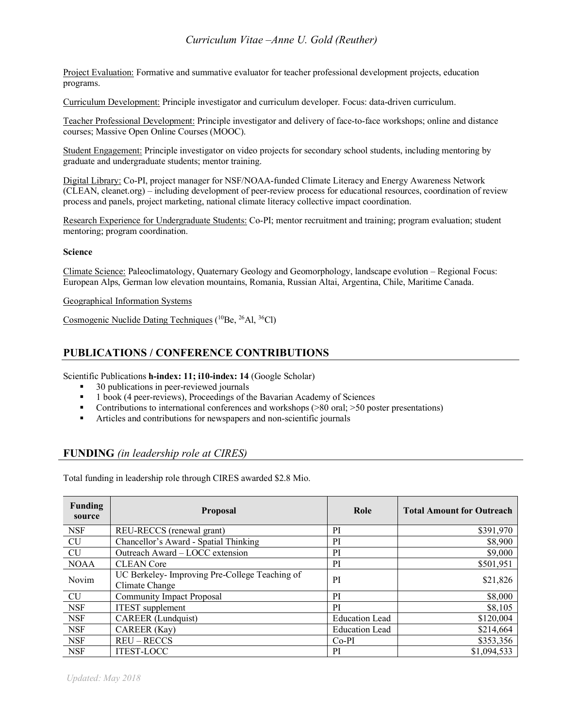Project Evaluation: Formative and summative evaluator for teacher professional development projects, education programs.

Curriculum Development: Principle investigator and curriculum developer. Focus: data-driven curriculum.

Teacher Professional Development: Principle investigator and delivery of face-to-face workshops; online and distance courses; Massive Open Online Courses (MOOC).

Student Engagement: Principle investigator on video projects for secondary school students, including mentoring by graduate and undergraduate students; mentor training.

Digital Library: Co-PI, project manager for NSF/NOAA-funded Climate Literacy and Energy Awareness Network (CLEAN, cleanet.org) – including development of peer-review process for educational resources, coordination of review process and panels, project marketing, national climate literacy collective impact coordination.

Research Experience for Undergraduate Students: Co-PI; mentor recruitment and training; program evaluation; student mentoring; program coordination.

**Science**

Climate Science: Paleoclimatology, Quaternary Geology and Geomorphology, landscape evolution – Regional Focus: European Alps, German low elevation mountains, Romania, Russian Altai, Argentina, Chile, Maritime Canada.

Geographical Information Systems

Cosmogenic Nuclide Dating Techniques ($^{10}Be$, $^{26}Al$, $^{36}Cl$)

## PUBLICATIONS / CONFERENCE CONTRIBUTIONS

Scientific Publications **h-index: 11; i10-index: 14** (Google Scholar)

- 30 publications in peer-reviewed journals
- 1 book (4 peer-reviews), Proceedings of the Bavarian Academy of Sciences
- Contributions to international conferences and workshops (>80 oral; >50 poster presentations)
- Articles and contributions for newspapers and non-scientific journals

## FUNDING *(in leadership role at CIRES)*

Total funding in leadership role through CIRES awarded $2.8 Mio.

| Funding source | Proposal | Role | Total Amount for Outreach |
|---|---|---|---|
| NSF | REU-RECCS (renewal grant) | PI | $391,970 |
| CU | Chancellor's Award - Spatial Thinking | PI | $8,900 |
| CU | Outreach Award – LOCC extension | PI | $9,000 |
| NOAA | CLEAN Core | PI | $501,951 |
| Novim | UC Berkeley- Improving Pre-College Teaching of Climate Change | PI | $21,826 |
| CU | Community Impact Proposal | PI | $8,000 |
| NSF | ITEST supplement | PI | $8,105 |
| NSF | CAREER (Lundquist) | Education Lead | $120,004 |
| NSF | CAREER (Kay) | Education Lead | $214,664 |
| NSF | REU – RECCS | Co-PI | $353,356 |
| NSF | ITEST-LOCC | PI | $1,094,533 |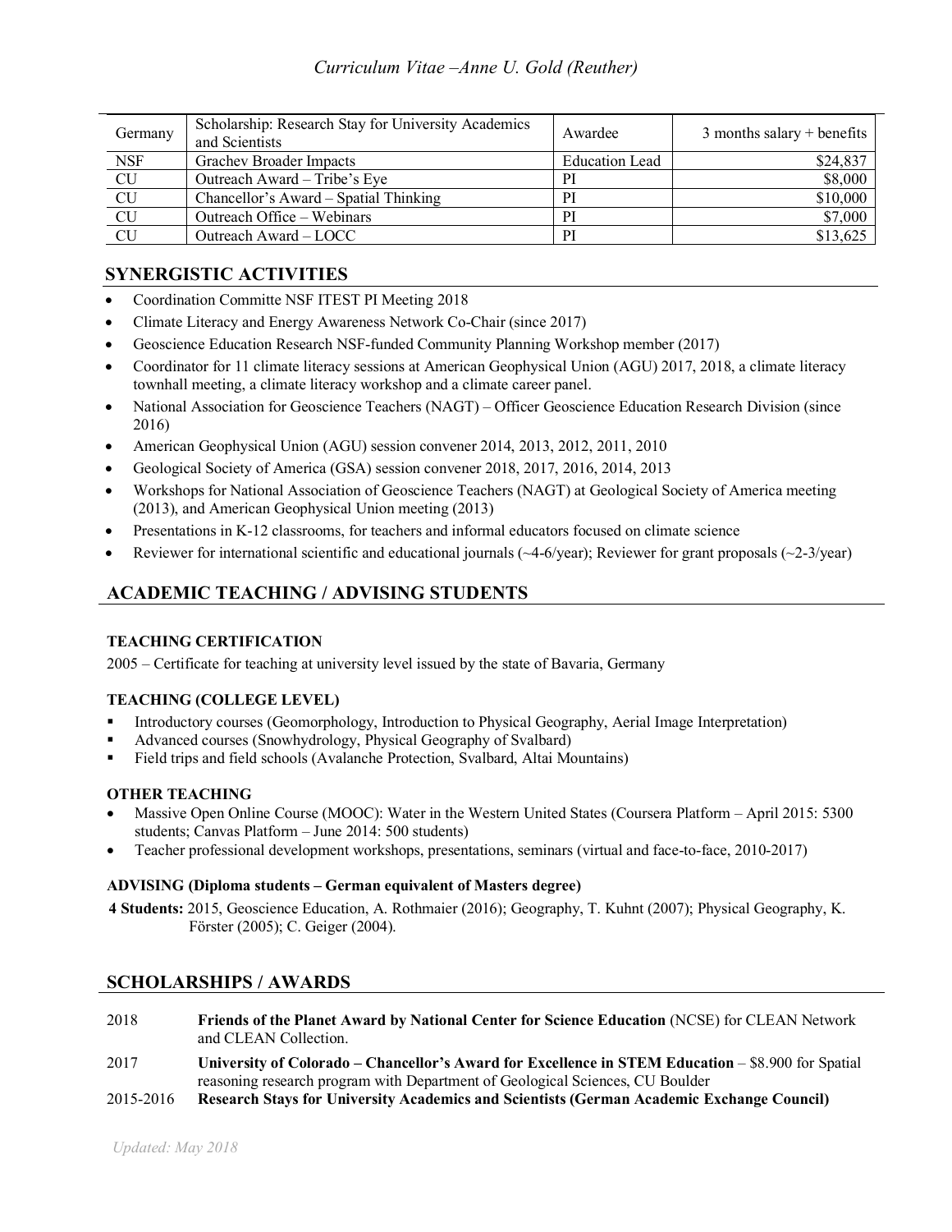| Germany | Scholarship: Research Stay for University Academics and Scientists | Awardee | 3 months salary + benefits |
| --- | --- | --- | --- |
| NSF | Grachev Broader Impacts | Education Lead | $24,837 |
| CU | Outreach Award – Tribe's Eye | PI | $8,000 |
| CU | Chancellor's Award – Spatial Thinking | PI | $10,000 |
| CU | Outreach Office – Webinars | PI | $7,000 |
| CU | Outreach Award – LOCC | PI | $13,625 |

## SYNERGISTIC ACTIVITIES

- Coordination Committe NSF ITEST PI Meeting 2018
- Climate Literacy and Energy Awareness Network Co-Chair (since 2017)
- Geoscience Education Research NSF-funded Community Planning Workshop member (2017)
- Coordinator for 11 climate literacy sessions at American Geophysical Union (AGU) 2017, 2018, a climate literacy townhall meeting, a climate literacy workshop and a climate career panel.
- National Association for Geoscience Teachers (NAGT) – Officer Geoscience Education Research Division (since 2016)
- American Geophysical Union (AGU) session convener 2014, 2013, 2012, 2011, 2010
- Geological Society of America (GSA) session convener 2018, 2017, 2016, 2014, 2013
- Workshops for National Association of Geoscience Teachers (NAGT) at Geological Society of America meeting (2013), and American Geophysical Union meeting (2013)
- Presentations in K-12 classrooms, for teachers and informal educators focused on climate science
- Reviewer for international scientific and educational journals (~4-6/year); Reviewer for grant proposals (~2-3/year)

## ACADEMIC TEACHING / ADVISING STUDENTS

### TEACHING CERTIFICATION

2005 – Certificate for teaching at university level issued by the state of Bavaria, Germany

### TEACHING (COLLEGE LEVEL)

- Introductory courses (Geomorphology, Introduction to Physical Geography, Aerial Image Interpretation)
- Advanced courses (Snowhydrology, Physical Geography of Svalbard)
- Field trips and field schools (Avalanche Protection, Svalbard, Altai Mountains)

### OTHER TEACHING

- Massive Open Online Course (MOOC): Water in the Western United States (Coursera Platform – April 2015: 5300 students; Canvas Platform – June 2014: 500 students)
- Teacher professional development workshops, presentations, seminars (virtual and face-to-face, 2010-2017)

### ADVISING (Diploma students – German equivalent of Masters degree)

**4 Students:** 2015, Geoscience Education, A. Rothmaier (2016); Geography, T. Kuhnt (2007); Physical Geography, K. Förster (2005); C. Geiger (2004).

## SCHOLARSHIPS / AWARDS

2018 **Friends of the Planet Award by National Center for Science Education** (NCSE) for CLEAN Network and CLEAN Collection.

2017 **University of Colorado – Chancellor's Award for Excellence in STEM Education** – $8.900 for Spatial reasoning research program with Department of Geological Sciences, CU Boulder

2015-2016 **Research Stays for University Academics and Scientists (German Academic Exchange Council)**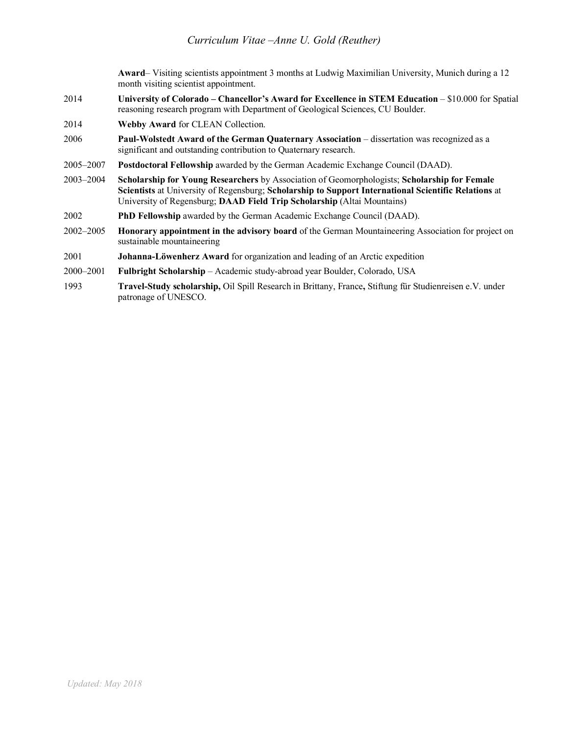| | |
|---|---|
| | **Award**– Visiting scientists appointment 3 months at Ludwig Maximilian University, Munich during a 12 month visiting scientist appointment. |
| 2014 | **University of Colorado – Chancellor's Award for Excellence in STEM Education** – $10.000 for Spatial reasoning research program with Department of Geological Sciences, CU Boulder. |
| 2014 | **Webby Award** for CLEAN Collection. |
| 2006 | **Paul-Wolstedt Award of the German Quaternary Association** – dissertation was recognized as a significant and outstanding contribution to Quaternary research. |
| 2005–2007 | **Postdoctoral Fellowship** awarded by the German Academic Exchange Council (DAAD). |
| 2003–2004 | **Scholarship for Young Researchers** by Association of Geomorphologists; **Scholarship for Female Scientists** at University of Regensburg; **Scholarship to Support International Scientific Relations** at University of Regensburg; **DAAD Field Trip Scholarship** (Altai Mountains) |
| 2002 | **PhD Fellowship** awarded by the German Academic Exchange Council (DAAD). |
| 2002–2005 | **Honorary appointment in the advisory board** of the German Mountaineering Association for project on sustainable mountaineering |
| 2001 | **Johanna-Löwenherz Award** for organization and leading of an Arctic expedition |
| 2000–2001 | **Fulbright Scholarship** – Academic study-abroad year Boulder, Colorado, USA |
| 1993 | **Travel-Study scholarship,** Oil Spill Research in Brittany, France**,** Stiftung für Studienreisen e.V. under patronage of UNESCO. |

*Updated: May 2018*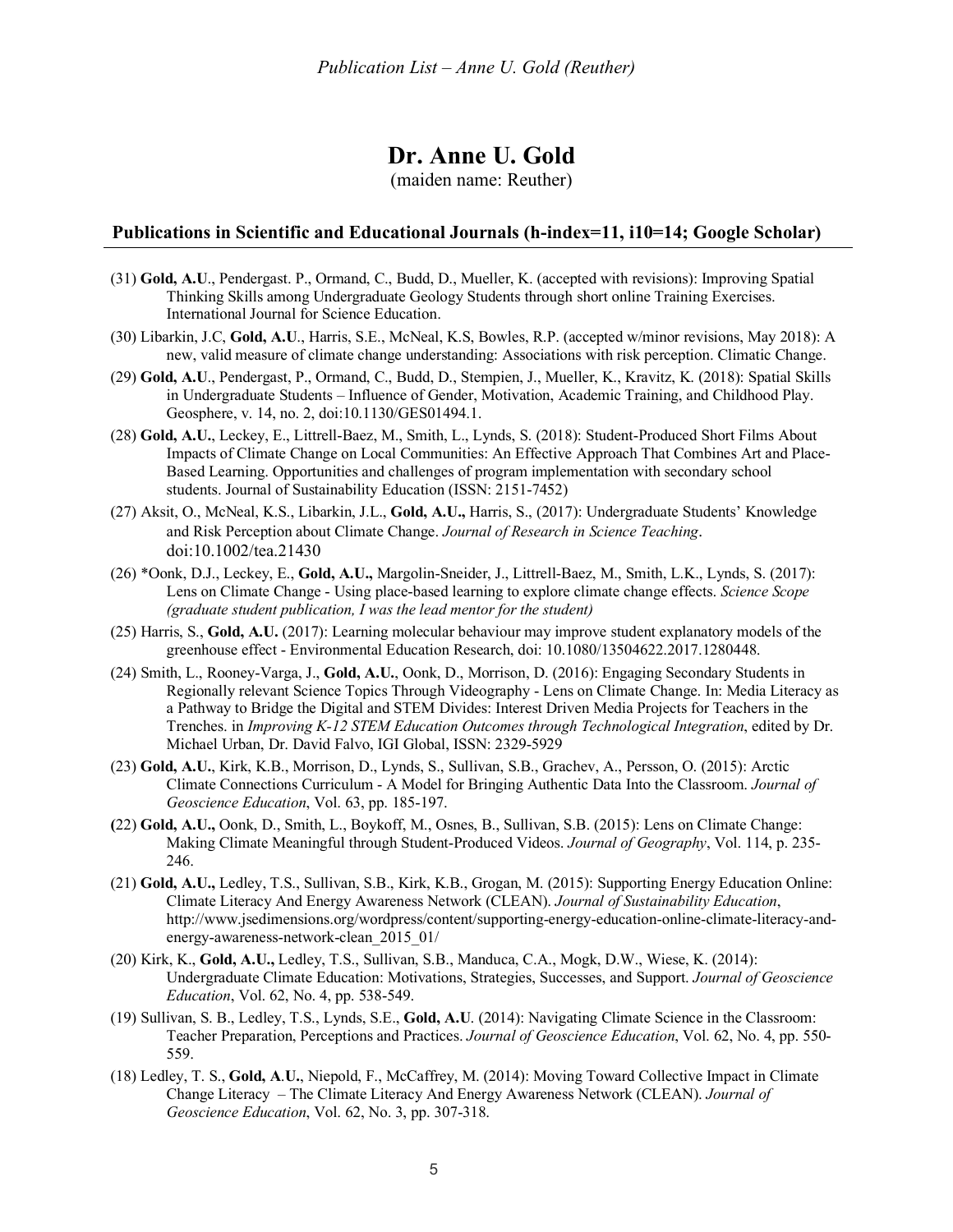# Dr. Anne U. Gold

(maiden name: Reuther)

## Publications in Scientific and Educational Journals (h-index=11, i10=14; Google Scholar)

(31) **Gold, A.U**., Pendergast. P., Ormand, C., Budd, D., Mueller, K. (accepted with revisions): Improving Spatial Thinking Skills among Undergraduate Geology Students through short online Training Exercises. International Journal for Science Education.

(30) Libarkin, J.C, **Gold, A.U**., Harris, S.E., McNeal, K.S, Bowles, R.P. (accepted w/minor revisions, May 2018): A new, valid measure of climate change understanding: Associations with risk perception. Climatic Change.

(29) **Gold, A.U**., Pendergast, P., Ormand, C., Budd, D., Stempien, J., Mueller, K., Kravitz, K. (2018): Spatial Skills in Undergraduate Students – Influence of Gender, Motivation, Academic Training, and Childhood Play. Geosphere, v. 14, no. 2, doi:10.1130/GES01494.1.

(28) **Gold, A.U.**, Leckey, E., Littrell-Baez, M., Smith, L., Lynds, S. (2018): Student-Produced Short Films About Impacts of Climate Change on Local Communities: An Effective Approach That Combines Art and Place-Based Learning. Opportunities and challenges of program implementation with secondary school students. Journal of Sustainability Education (ISSN: 2151-7452)

(27) Aksit, O., McNeal, K.S., Libarkin, J.L., **Gold, A.U.,** Harris, S., (2017): Undergraduate Students' Knowledge and Risk Perception about Climate Change. *Journal of Research in Science Teaching*. doi:10.1002/tea.21430

(26) *Oonk, D.J., Leckey, E., **Gold, A.U.,** Margolin-Sneider, J., Littrell-Baez, M., Smith, L.K., Lynds, S. (2017): Lens on Climate Change - Using place-based learning to explore climate change effects. *Science Scope (graduate student publication, I was the lead mentor for the student)*

(25) Harris, S., **Gold, A.U.** (2017): Learning molecular behaviour may improve student explanatory models of the greenhouse effect - Environmental Education Research, doi: 10.1080/13504622.2017.1280448.

(24) Smith, L., Rooney-Varga, J., **Gold, A.U.**, Oonk, D., Morrison, D. (2016): Engaging Secondary Students in Regionally relevant Science Topics Through Videography - Lens on Climate Change. In: Media Literacy as a Pathway to Bridge the Digital and STEM Divides: Interest Driven Media Projects for Teachers in the Trenches. in *Improving K-12 STEM Education Outcomes through Technological Integration*, edited by Dr. Michael Urban, Dr. David Falvo, IGI Global, ISSN: 2329-5929

(23) **Gold, A.U.**, Kirk, K.B., Morrison, D., Lynds, S., Sullivan, S.B., Grachev, A., Persson, O. (2015): Arctic Climate Connections Curriculum - A Model for Bringing Authentic Data Into the Classroom. *Journal of Geoscience Education*, Vol. 63, pp. 185-197.

**(**22) **Gold, A.U.,** Oonk, D., Smith, L., Boykoff, M., Osnes, B., Sullivan, S.B. (2015): Lens on Climate Change: Making Climate Meaningful through Student-Produced Videos. *Journal of Geography*, Vol. 114, p. 235-246.

(21) **Gold, A.U.,** Ledley, T.S., Sullivan, S.B., Kirk, K.B., Grogan, M. (2015): Supporting Energy Education Online: Climate Literacy And Energy Awareness Network (CLEAN). *Journal of Sustainability Education*, http://www.jsedimensions.org/wordpress/content/supporting-energy-education-online-climate-literacy-and-energy-awareness-network-clean_2015_01/

(20) Kirk, K., **Gold, A.U.,** Ledley, T.S., Sullivan, S.B., Manduca, C.A., Mogk, D.W., Wiese, K. (2014): Undergraduate Climate Education: Motivations, Strategies, Successes, and Support. *Journal of Geoscience Education*, Vol. 62, No. 4, pp. 538-549.

(19) Sullivan, S. B., Ledley, T.S., Lynds, S.E., **Gold, A.U**. (2014): Navigating Climate Science in the Classroom: Teacher Preparation, Perceptions and Practices. *Journal of Geoscience Education*, Vol. 62, No. 4, pp. 550-559.

(18) Ledley, T. S., **Gold, A.U.**, Niepold, F., McCaffrey, M. (2014): Moving Toward Collective Impact in Climate Change Literacy – The Climate Literacy And Energy Awareness Network (CLEAN). *Journal of Geoscience Education*, Vol. 62, No. 3, pp. 307-318.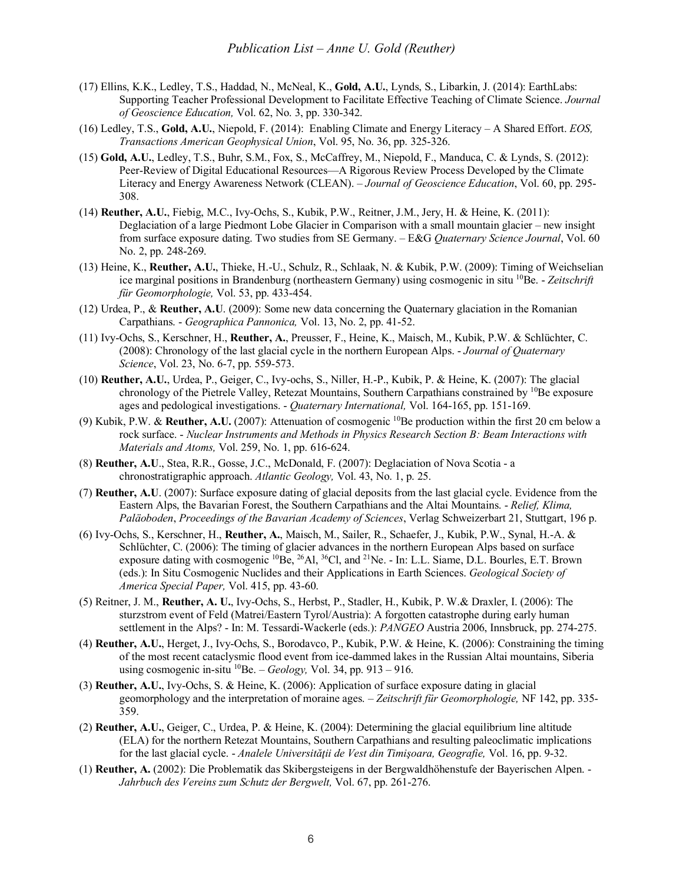(17) Ellins, K.K., Ledley, T.S., Haddad, N., McNeal, K., **Gold, A.U.**, Lynds, S., Libarkin, J. (2014): EarthLabs: Supporting Teacher Professional Development to Facilitate Effective Teaching of Climate Science. *Journal of Geoscience Education,* Vol. 62, No. 3, pp. 330-342.

(16) Ledley, T.S., **Gold, A.U.**, Niepold, F. (2014): Enabling Climate and Energy Literacy – A Shared Effort. *EOS, Transactions American Geophysical Union*, Vol. 95, No. 36, pp. 325-326.

(15) **Gold, A.U.**, Ledley, T.S., Buhr, S.M., Fox, S., McCaffrey, M., Niepold, F., Manduca, C. & Lynds, S. (2012): Peer-Review of Digital Educational Resources—A Rigorous Review Process Developed by the Climate Literacy and Energy Awareness Network (CLEAN). – *Journal of Geoscience Education*, Vol. 60, pp. 295-308.

(14) **Reuther, A.U.**, Fiebig, M.C., Ivy-Ochs, S., Kubik, P.W., Reitner, J.M., Jery, H. & Heine, K. (2011): Deglaciation of a large Piedmont Lobe Glacier in Comparison with a small mountain glacier – new insight from surface exposure dating. Two studies from SE Germany. – E&G *Quaternary Science Journal*, Vol. 60 No. 2, pp. 248-269.

(13) Heine, K., **Reuther, A.U.**, Thieke, H.-U., Schulz, R., Schlaak, N. & Kubik, P.W. (2009): Timing of Weichselian ice marginal positions in Brandenburg (northeastern Germany) using cosmogenic in situ $^{10}$Be. - *Zeitschrift für Geomorphologie,* Vol. 53, pp. 433-454.

(12) Urdea, P., & **Reuther, A.U**. (2009): Some new data concerning the Quaternary glaciation in the Romanian Carpathians. - *Geographica Pannonica,* Vol. 13, No. 2, pp. 41-52.

(11) Ivy-Ochs, S., Kerschner, H., **Reuther, A.**, Preusser, F., Heine, K., Maisch, M., Kubik, P.W. & Schlüchter, C. (2008): Chronology of the last glacial cycle in the northern European Alps. - *Journal of Quaternary Science*, Vol. 23, No. 6-7, pp. 559-573.

(10) **Reuther, A.U.**, Urdea, P., Geiger, C., Ivy-ochs, S., Niller, H.-P., Kubik, P. & Heine, K. (2007): The glacial chronology of the Pietrele Valley, Retezat Mountains, Southern Carpathians constrained by $^{10}$Be exposure ages and pedological investigations. - *Quaternary International,* Vol. 164-165, pp. 151-169.

(9) Kubik, P.W. & **Reuther, A.U.** (2007): Attenuation of cosmogenic $^{10}$Be production within the first 20 cm below a rock surface. - *Nuclear Instruments and Methods in Physics Research Section B: Beam Interactions with Materials and Atoms,* Vol. 259, No. 1, pp. 616-624.

(8) **Reuther, A.U**., Stea, R.R., Gosse, J.C., McDonald, F. (2007): Deglaciation of Nova Scotia - a chronostratigraphic approach. *Atlantic Geology,* Vol. 43, No. 1, p. 25.

(7) **Reuther, A.U**. (2007): Surface exposure dating of glacial deposits from the last glacial cycle. Evidence from the Eastern Alps, the Bavarian Forest, the Southern Carpathians and the Altai Mountains. - *Relief, Klima, Paläoboden*, *Proceedings of the Bavarian Academy of Sciences*, Verlag Schweizerbart 21, Stuttgart, 196 p.

(6) Ivy-Ochs, S., Kerschner, H., **Reuther, A.**, Maisch, M., Sailer, R., Schaefer, J., Kubik, P.W., Synal, H.-A. & Schlüchter, C. (2006): The timing of glacier advances in the northern European Alps based on surface exposure dating with cosmogenic $^{10}$Be, $^{26}$Al, $^{36}$Cl, and $^{21}$Ne. - In: L.L. Siame, D.L. Bourles, E.T. Brown (eds.): In Situ Cosmogenic Nuclides and their Applications in Earth Sciences. *Geological Society of America Special Paper,* Vol. 415, pp. 43-60.

(5) Reitner, J. M., **Reuther, A. U.**, Ivy-Ochs, S., Herbst, P., Stadler, H., Kubik, P. W.& Draxler, I. (2006): The sturzstrom event of Feld (Matrei/Eastern Tyrol/Austria): A forgotten catastrophe during early human settlement in the Alps? - In: M. Tessardi-Wackerle (eds.): *PANGEO* Austria 2006, Innsbruck, pp. 274-275.

(4) **Reuther, A.U.**, Herget, J., Ivy-Ochs, S., Borodavco, P., Kubik, P.W. & Heine, K. (2006): Constraining the timing of the most recent cataclysmic flood event from ice-dammed lakes in the Russian Altai mountains, Siberia using cosmogenic in-situ $^{10}$Be. – *Geology,* Vol. 34, pp. 913 – 916.

(3) **Reuther, A.U.**, Ivy-Ochs, S. & Heine, K. (2006): Application of surface exposure dating in glacial geomorphology and the interpretation of moraine ages. – *Zeitschrift für Geomorphologie,* NF 142, pp. 335-359.

(2) **Reuther, A.U.**, Geiger, C., Urdea, P. & Heine, K. (2004): Determining the glacial equilibrium line altitude (ELA) for the northern Retezat Mountains, Southern Carpathians and resulting paleoclimatic implications for the last glacial cycle. - *Analele Universităţii de Vest din Timişoara, Geografie,* Vol. 16, pp. 9-32.

(1) **Reuther, A.** (2002): Die Problematik das Skibergsteigens in der Bergwaldhöhenstufe der Bayerischen Alpen. - *Jahrbuch des Vereins zum Schutz der Bergwelt,* Vol. 67, pp. 261-276.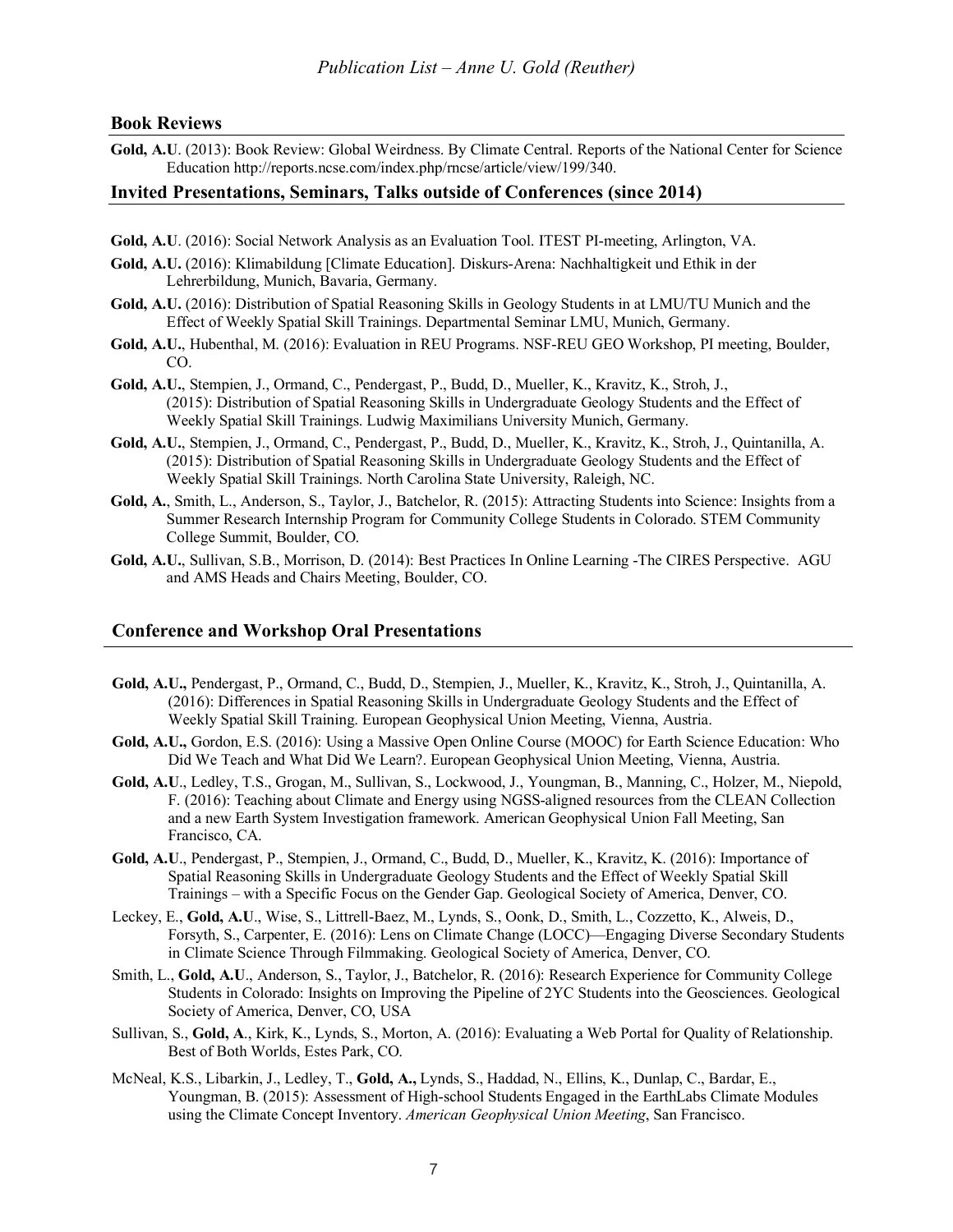## Book Reviews

**Gold, A.U**. (2013): Book Review: Global Weirdness. By Climate Central. Reports of the National Center for Science Education http://reports.ncse.com/index.php/rncse/article/view/199/340.

## Invited Presentations, Seminars, Talks outside of Conferences (since 2014)

**Gold, A.U**. (2016): Social Network Analysis as an Evaluation Tool. ITEST PI-meeting, Arlington, VA.

**Gold, A.U.** (2016): Klimabildung [Climate Education]. Diskurs-Arena: Nachhaltigkeit und Ethik in der Lehrerbildung, Munich, Bavaria, Germany.

**Gold, A.U.** (2016): Distribution of Spatial Reasoning Skills in Geology Students in at LMU/TU Munich and the Effect of Weekly Spatial Skill Trainings. Departmental Seminar LMU, Munich, Germany.

**Gold, A.U.**, Hubenthal, M. (2016): Evaluation in REU Programs. NSF-REU GEO Workshop, PI meeting, Boulder, CO.

**Gold, A.U.**, Stempien, J., Ormand, C., Pendergast, P., Budd, D., Mueller, K., Kravitz, K., Stroh, J., (2015): Distribution of Spatial Reasoning Skills in Undergraduate Geology Students and the Effect of Weekly Spatial Skill Trainings. Ludwig Maximilians University Munich, Germany.

**Gold, A.U.**, Stempien, J., Ormand, C., Pendergast, P., Budd, D., Mueller, K., Kravitz, K., Stroh, J., Quintanilla, A. (2015): Distribution of Spatial Reasoning Skills in Undergraduate Geology Students and the Effect of Weekly Spatial Skill Trainings. North Carolina State University, Raleigh, NC.

**Gold, A.**, Smith, L., Anderson, S., Taylor, J., Batchelor, R. (2015): Attracting Students into Science: Insights from a Summer Research Internship Program for Community College Students in Colorado. STEM Community College Summit, Boulder, CO.

**Gold, A.U.**, Sullivan, S.B., Morrison, D. (2014): Best Practices In Online Learning -The CIRES Perspective. AGU and AMS Heads and Chairs Meeting, Boulder, CO.

## Conference and Workshop Oral Presentations

**Gold, A.U.,** Pendergast, P., Ormand, C., Budd, D., Stempien, J., Mueller, K., Kravitz, K., Stroh, J., Quintanilla, A. (2016): Differences in Spatial Reasoning Skills in Undergraduate Geology Students and the Effect of Weekly Spatial Skill Training. European Geophysical Union Meeting, Vienna, Austria.

**Gold, A.U.,** Gordon, E.S. (2016): Using a Massive Open Online Course (MOOC) for Earth Science Education: Who Did We Teach and What Did We Learn?. European Geophysical Union Meeting, Vienna, Austria.

**Gold, A.U**., Ledley, T.S., Grogan, M., Sullivan, S., Lockwood, J., Youngman, B., Manning, C., Holzer, M., Niepold, F. (2016): Teaching about Climate and Energy using NGSS-aligned resources from the CLEAN Collection and a new Earth System Investigation framework. American Geophysical Union Fall Meeting, San Francisco, CA.

**Gold, A.U**., Pendergast, P., Stempien, J., Ormand, C., Budd, D., Mueller, K., Kravitz, K. (2016): Importance of Spatial Reasoning Skills in Undergraduate Geology Students and the Effect of Weekly Spatial Skill Trainings – with a Specific Focus on the Gender Gap. Geological Society of America, Denver, CO.

Leckey, E., **Gold, A.U**., Wise, S., Littrell-Baez, M., Lynds, S., Oonk, D., Smith, L., Cozzetto, K., Alweis, D., Forsyth, S., Carpenter, E. (2016): Lens on Climate Change (LOCC)—Engaging Diverse Secondary Students in Climate Science Through Filmmaking. Geological Society of America, Denver, CO.

Smith, L., **Gold, A.U**., Anderson, S., Taylor, J., Batchelor, R. (2016): Research Experience for Community College Students in Colorado: Insights on Improving the Pipeline of 2YC Students into the Geosciences. Geological Society of America, Denver, CO, USA

Sullivan, S., **Gold, A**., Kirk, K., Lynds, S., Morton, A. (2016): Evaluating a Web Portal for Quality of Relationship. Best of Both Worlds, Estes Park, CO.

McNeal, K.S., Libarkin, J., Ledley, T., **Gold, A.,** Lynds, S., Haddad, N., Ellins, K., Dunlap, C., Bardar, E., Youngman, B. (2015): Assessment of High-school Students Engaged in the EarthLabs Climate Modules using the Climate Concept Inventory. *American Geophysical Union Meeting*, San Francisco.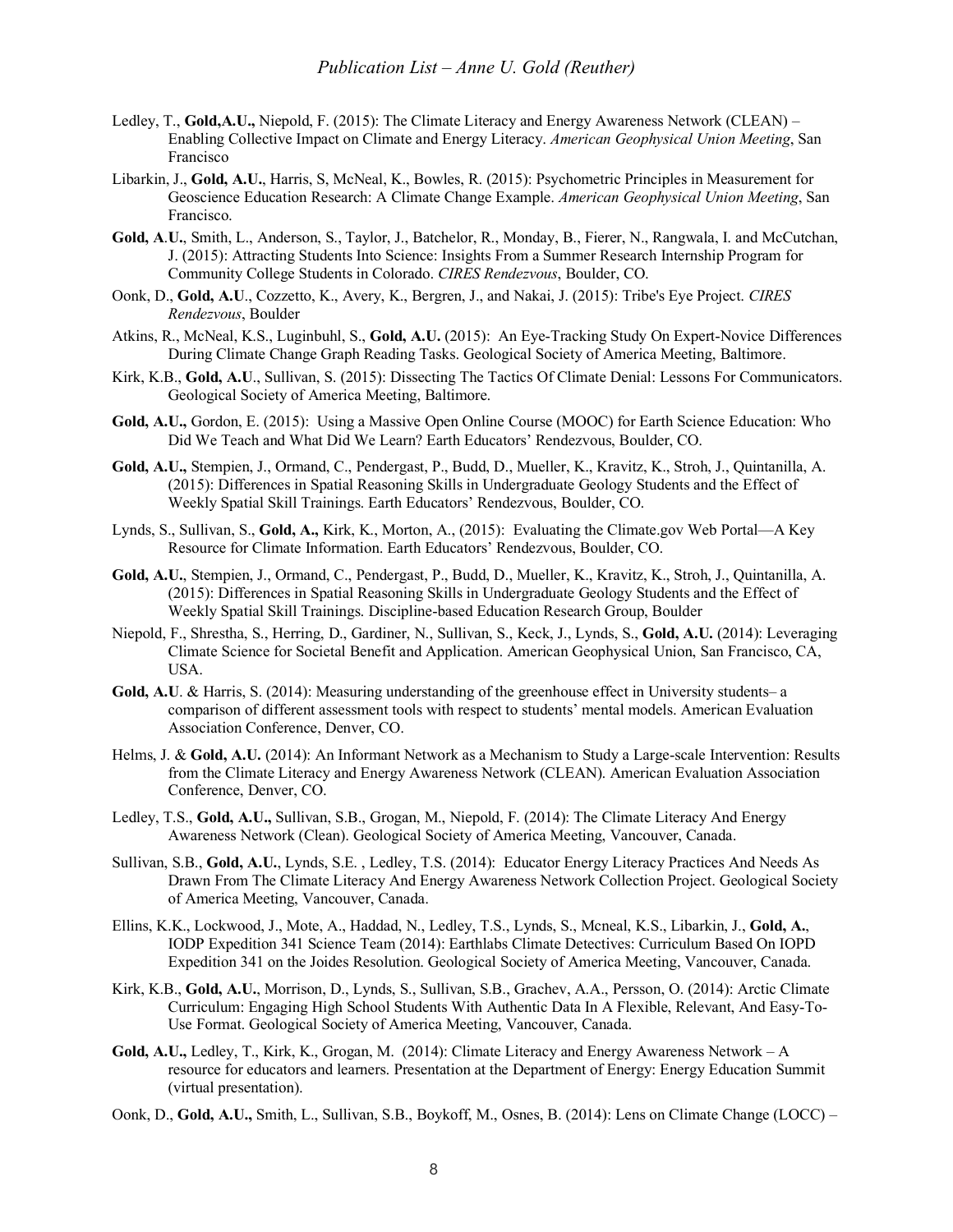Ledley, T., **Gold,A.U.,** Niepold, F. (2015): The Climate Literacy and Energy Awareness Network (CLEAN) – Enabling Collective Impact on Climate and Energy Literacy. *American Geophysical Union Meeting*, San Francisco

Libarkin, J., **Gold, A.U.**, Harris, S, McNeal, K., Bowles, R. (2015): Psychometric Principles in Measurement for Geoscience Education Research: A Climate Change Example. *American Geophysical Union Meeting*, San Francisco.

**Gold, A.U.**, Smith, L., Anderson, S., Taylor, J., Batchelor, R., Monday, B., Fierer, N., Rangwala, I. and McCutchan, J. (2015): Attracting Students Into Science: Insights From a Summer Research Internship Program for Community College Students in Colorado. *CIRES Rendezvous*, Boulder, CO.

Oonk, D., **Gold, A.U**., Cozzetto, K., Avery, K., Bergren, J., and Nakai, J. (2015): Tribe's Eye Project. *CIRES Rendezvous*, Boulder

Atkins, R., McNeal, K.S., Luginbuhl, S., **Gold, A.U.** (2015): An Eye-Tracking Study On Expert-Novice Differences During Climate Change Graph Reading Tasks. Geological Society of America Meeting, Baltimore.

Kirk, K.B., **Gold, A.U**., Sullivan, S. (2015): Dissecting The Tactics Of Climate Denial: Lessons For Communicators. Geological Society of America Meeting, Baltimore.

**Gold, A.U.,** Gordon, E. (2015): Using a Massive Open Online Course (MOOC) for Earth Science Education: Who Did We Teach and What Did We Learn? Earth Educators' Rendezvous, Boulder, CO.

**Gold, A.U.,** Stempien, J., Ormand, C., Pendergast, P., Budd, D., Mueller, K., Kravitz, K., Stroh, J., Quintanilla, A. (2015): Differences in Spatial Reasoning Skills in Undergraduate Geology Students and the Effect of Weekly Spatial Skill Trainings. Earth Educators' Rendezvous, Boulder, CO.

Lynds, S., Sullivan, S., **Gold, A.,** Kirk, K., Morton, A., (2015): Evaluating the Climate.gov Web Portal—A Key Resource for Climate Information. Earth Educators' Rendezvous, Boulder, CO.

**Gold, A.U.**, Stempien, J., Ormand, C., Pendergast, P., Budd, D., Mueller, K., Kravitz, K., Stroh, J., Quintanilla, A. (2015): Differences in Spatial Reasoning Skills in Undergraduate Geology Students and the Effect of Weekly Spatial Skill Trainings. Discipline-based Education Research Group, Boulder

Niepold, F., Shrestha, S., Herring, D., Gardiner, N., Sullivan, S., Keck, J., Lynds, S., **Gold, A.U.** (2014): Leveraging Climate Science for Societal Benefit and Application. American Geophysical Union, San Francisco, CA, USA.

**Gold, A.U**. & Harris, S. (2014): Measuring understanding of the greenhouse effect in University students– a comparison of different assessment tools with respect to students' mental models. American Evaluation Association Conference, Denver, CO.

Helms, J. & **Gold, A.U.** (2014): An Informant Network as a Mechanism to Study a Large-scale Intervention: Results from the Climate Literacy and Energy Awareness Network (CLEAN). American Evaluation Association Conference, Denver, CO.

Ledley, T.S., **Gold, A.U.,** Sullivan, S.B., Grogan, M., Niepold, F. (2014): The Climate Literacy And Energy Awareness Network (Clean). Geological Society of America Meeting, Vancouver, Canada.

Sullivan, S.B., **Gold, A.U.**, Lynds, S.E. , Ledley, T.S. (2014): Educator Energy Literacy Practices And Needs As Drawn From The Climate Literacy And Energy Awareness Network Collection Project. Geological Society of America Meeting, Vancouver, Canada.

Ellins, K.K., Lockwood, J., Mote, A., Haddad, N., Ledley, T.S., Lynds, S., Mcneal, K.S., Libarkin, J., **Gold, A.**, IODP Expedition 341 Science Team (2014): Earthlabs Climate Detectives: Curriculum Based On IOPD Expedition 341 on the Joides Resolution. Geological Society of America Meeting, Vancouver, Canada.

Kirk, K.B., **Gold, A.U.**, Morrison, D., Lynds, S., Sullivan, S.B., Grachev, A.A., Persson, O. (2014): Arctic Climate Curriculum: Engaging High School Students With Authentic Data In A Flexible, Relevant, And Easy-To-Use Format. Geological Society of America Meeting, Vancouver, Canada.

**Gold, A.U.,** Ledley, T., Kirk, K., Grogan, M. (2014): Climate Literacy and Energy Awareness Network – A resource for educators and learners. Presentation at the Department of Energy: Energy Education Summit (virtual presentation).

Oonk, D., **Gold, A.U.,** Smith, L., Sullivan, S.B., Boykoff, M., Osnes, B. (2014): Lens on Climate Change (LOCC) –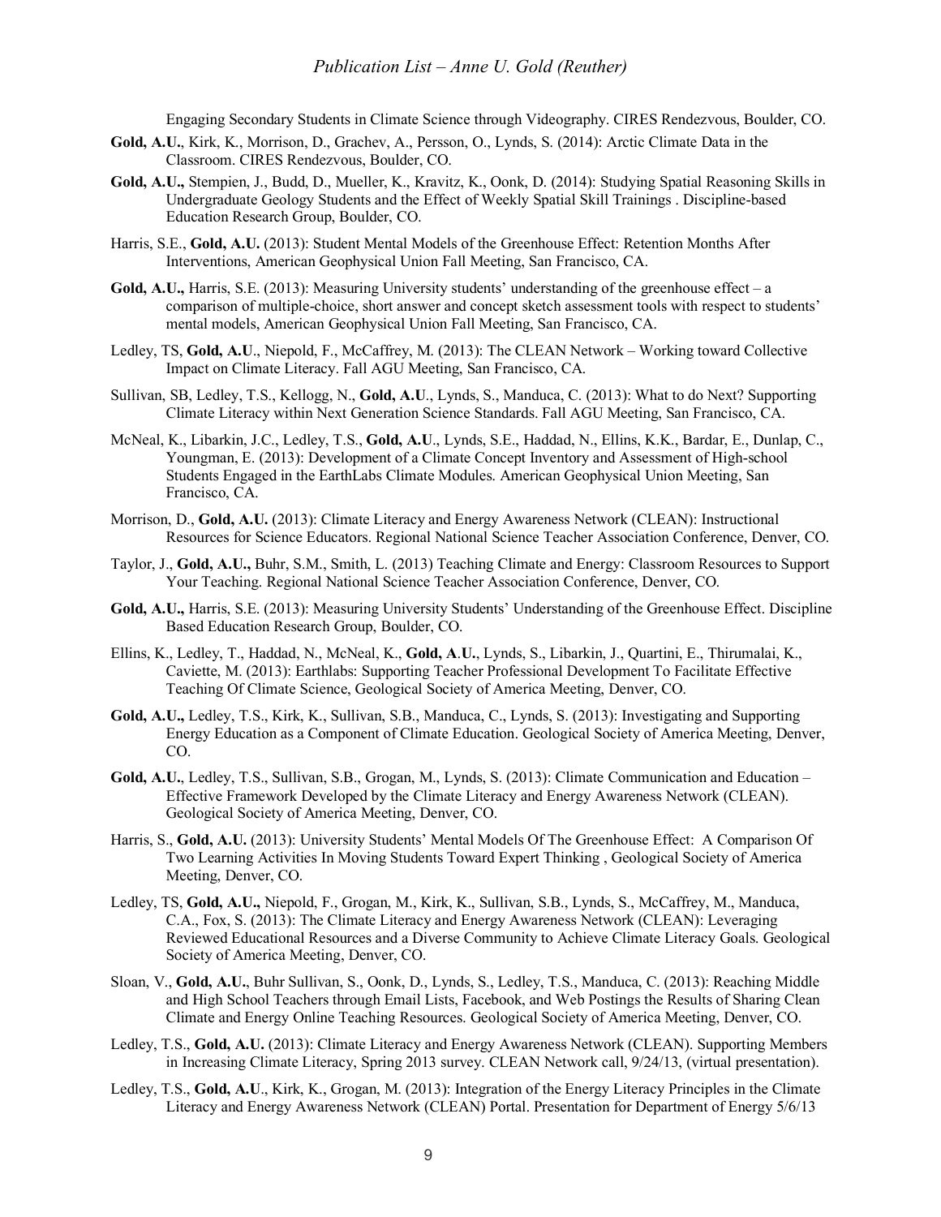Engaging Secondary Students in Climate Science through Videography. CIRES Rendezvous, Boulder, CO.

**Gold, A.U.**, Kirk, K., Morrison, D., Grachev, A., Persson, O., Lynds, S. (2014): Arctic Climate Data in the Classroom. CIRES Rendezvous, Boulder, CO.

**Gold, A.U.,** Stempien, J., Budd, D., Mueller, K., Kravitz, K., Oonk, D. (2014): Studying Spatial Reasoning Skills in Undergraduate Geology Students and the Effect of Weekly Spatial Skill Trainings . Discipline-based Education Research Group, Boulder, CO.

Harris, S.E., **Gold, A.U.** (2013): Student Mental Models of the Greenhouse Effect: Retention Months After Interventions, American Geophysical Union Fall Meeting, San Francisco, CA.

**Gold, A.U.,** Harris, S.E. (2013): Measuring University students' understanding of the greenhouse effect – a comparison of multiple-choice, short answer and concept sketch assessment tools with respect to students' mental models, American Geophysical Union Fall Meeting, San Francisco, CA.

Ledley, TS, **Gold, A.U**., Niepold, F., McCaffrey, M. (2013): The CLEAN Network – Working toward Collective Impact on Climate Literacy. Fall AGU Meeting, San Francisco, CA.

Sullivan, SB, Ledley, T.S., Kellogg, N., **Gold, A.U**., Lynds, S., Manduca, C. (2013): What to do Next? Supporting Climate Literacy within Next Generation Science Standards. Fall AGU Meeting, San Francisco, CA.

McNeal, K., Libarkin, J.C., Ledley, T.S., **Gold, A.U**., Lynds, S.E., Haddad, N., Ellins, K.K., Bardar, E., Dunlap, C., Youngman, E. (2013): Development of a Climate Concept Inventory and Assessment of High-school Students Engaged in the EarthLabs Climate Modules. American Geophysical Union Meeting, San Francisco, CA.

Morrison, D., **Gold, A.U.** (2013): Climate Literacy and Energy Awareness Network (CLEAN): Instructional Resources for Science Educators. Regional National Science Teacher Association Conference, Denver, CO.

Taylor, J., **Gold, A.U.,** Buhr, S.M., Smith, L. (2013) Teaching Climate and Energy: Classroom Resources to Support Your Teaching. Regional National Science Teacher Association Conference, Denver, CO.

**Gold, A.U.,** Harris, S.E. (2013): Measuring University Students' Understanding of the Greenhouse Effect. Discipline Based Education Research Group, Boulder, CO.

Ellins, K., Ledley, T., Haddad, N., McNeal, K., **Gold, A.U.**, Lynds, S., Libarkin, J., Quartini, E., Thirumalai, K., Caviette, M. (2013): Earthlabs: Supporting Teacher Professional Development To Facilitate Effective Teaching Of Climate Science, Geological Society of America Meeting, Denver, CO.

**Gold, A.U.,** Ledley, T.S., Kirk, K., Sullivan, S.B., Manduca, C., Lynds, S. (2013): Investigating and Supporting Energy Education as a Component of Climate Education. Geological Society of America Meeting, Denver, CO.

**Gold, A.U.**, Ledley, T.S., Sullivan, S.B., Grogan, M., Lynds, S. (2013): Climate Communication and Education – Effective Framework Developed by the Climate Literacy and Energy Awareness Network (CLEAN). Geological Society of America Meeting, Denver, CO.

Harris, S., **Gold, A.U.** (2013): University Students' Mental Models Of The Greenhouse Effect: A Comparison Of Two Learning Activities In Moving Students Toward Expert Thinking , Geological Society of America Meeting, Denver, CO.

Ledley, TS, **Gold, A.U.,** Niepold, F., Grogan, M., Kirk, K., Sullivan, S.B., Lynds, S., McCaffrey, M., Manduca, C.A., Fox, S. (2013): The Climate Literacy and Energy Awareness Network (CLEAN): Leveraging Reviewed Educational Resources and a Diverse Community to Achieve Climate Literacy Goals. Geological Society of America Meeting, Denver, CO.

Sloan, V., **Gold, A.U.**, Buhr Sullivan, S., Oonk, D., Lynds, S., Ledley, T.S., Manduca, C. (2013): Reaching Middle and High School Teachers through Email Lists, Facebook, and Web Postings the Results of Sharing Clean Climate and Energy Online Teaching Resources. Geological Society of America Meeting, Denver, CO.

Ledley, T.S., **Gold, A.U.** (2013): Climate Literacy and Energy Awareness Network (CLEAN). Supporting Members in Increasing Climate Literacy, Spring 2013 survey. CLEAN Network call, 9/24/13, (virtual presentation).

Ledley, T.S., **Gold, A.U**., Kirk, K., Grogan, M. (2013): Integration of the Energy Literacy Principles in the Climate Literacy and Energy Awareness Network (CLEAN) Portal. Presentation for Department of Energy 5/6/13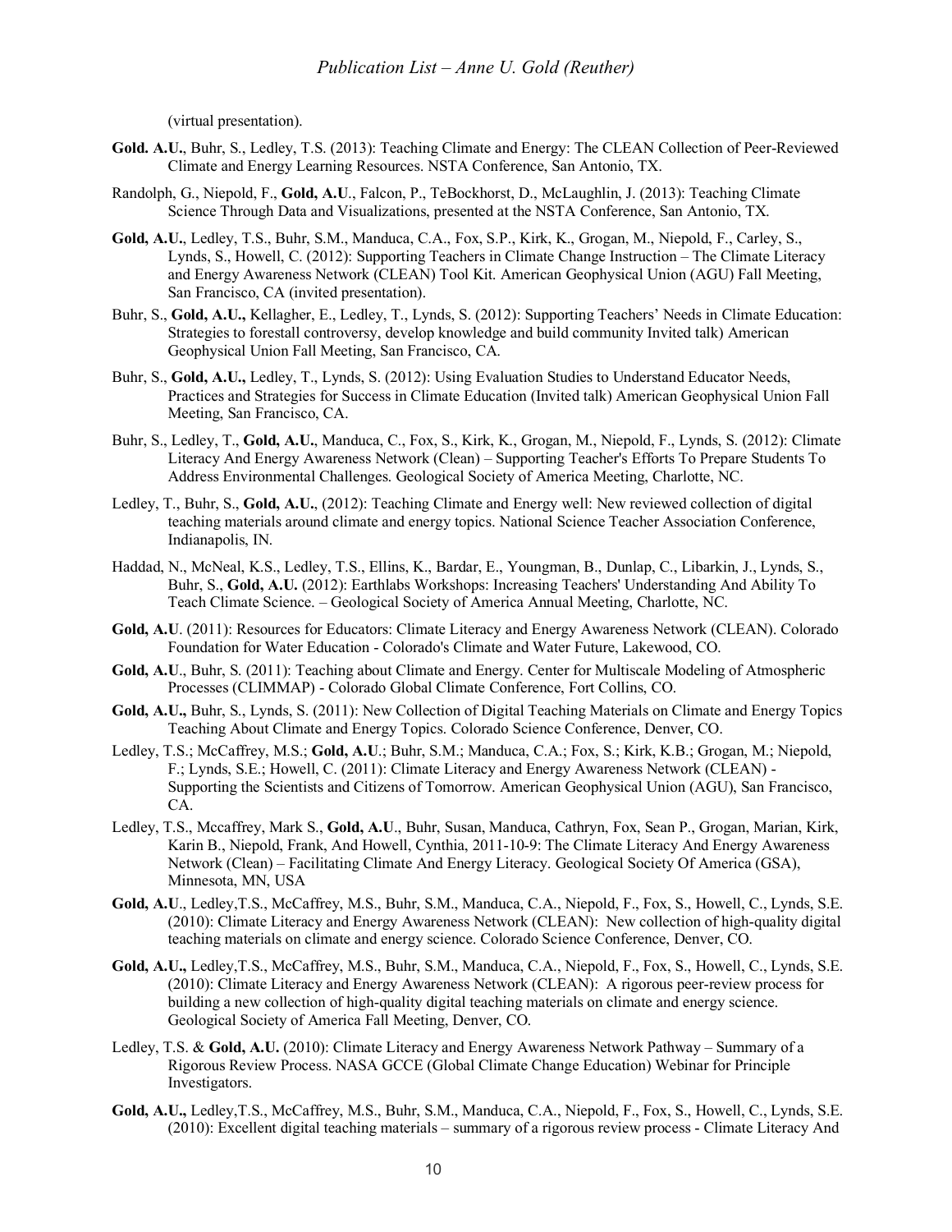(virtual presentation).

**Gold. A.U.**, Buhr, S., Ledley, T.S. (2013): Teaching Climate and Energy: The CLEAN Collection of Peer-Reviewed Climate and Energy Learning Resources. NSTA Conference, San Antonio, TX.

Randolph, G., Niepold, F., **Gold, A.U**., Falcon, P., TeBockhorst, D., McLaughlin, J. (2013): Teaching Climate Science Through Data and Visualizations, presented at the NSTA Conference, San Antonio, TX.

**Gold, A.U.**, Ledley, T.S., Buhr, S.M., Manduca, C.A., Fox, S.P., Kirk, K., Grogan, M., Niepold, F., Carley, S., Lynds, S., Howell, C. (2012): Supporting Teachers in Climate Change Instruction – The Climate Literacy and Energy Awareness Network (CLEAN) Tool Kit. American Geophysical Union (AGU) Fall Meeting, San Francisco, CA (invited presentation).

Buhr, S., **Gold, A.U.,** Kellagher, E., Ledley, T., Lynds, S. (2012): Supporting Teachers' Needs in Climate Education: Strategies to forestall controversy, develop knowledge and build community Invited talk) American Geophysical Union Fall Meeting, San Francisco, CA.

Buhr, S., **Gold, A.U.,** Ledley, T., Lynds, S. (2012): Using Evaluation Studies to Understand Educator Needs, Practices and Strategies for Success in Climate Education (Invited talk) American Geophysical Union Fall Meeting, San Francisco, CA.

Buhr, S., Ledley, T., **Gold, A.U.**, Manduca, C., Fox, S., Kirk, K., Grogan, M., Niepold, F., Lynds, S. (2012): Climate Literacy And Energy Awareness Network (Clean) – Supporting Teacher's Efforts To Prepare Students To Address Environmental Challenges. Geological Society of America Meeting, Charlotte, NC.

Ledley, T., Buhr, S., **Gold, A.U.**, (2012): Teaching Climate and Energy well: New reviewed collection of digital teaching materials around climate and energy topics. National Science Teacher Association Conference, Indianapolis, IN.

Haddad, N., McNeal, K.S., Ledley, T.S., Ellins, K., Bardar, E., Youngman, B., Dunlap, C., Libarkin, J., Lynds, S., Buhr, S., **Gold, A.U.** (2012): Earthlabs Workshops: Increasing Teachers' Understanding And Ability To Teach Climate Science. – Geological Society of America Annual Meeting, Charlotte, NC.

**Gold, A.U**. (2011): Resources for Educators: Climate Literacy and Energy Awareness Network (CLEAN). Colorado Foundation for Water Education - Colorado's Climate and Water Future, Lakewood, CO.

**Gold, A.U**., Buhr, S. (2011): Teaching about Climate and Energy. Center for Multiscale Modeling of Atmospheric Processes (CLIMMAP) - Colorado Global Climate Conference, Fort Collins, CO.

**Gold, A.U.,** Buhr, S., Lynds, S. (2011): New Collection of Digital Teaching Materials on Climate and Energy Topics Teaching About Climate and Energy Topics. Colorado Science Conference, Denver, CO.

Ledley, T.S.; McCaffrey, M.S.; **Gold, A.U**.; Buhr, S.M.; Manduca, C.A.; Fox, S.; Kirk, K.B.; Grogan, M.; Niepold, F.; Lynds, S.E.; Howell, C. (2011): Climate Literacy and Energy Awareness Network (CLEAN) - Supporting the Scientists and Citizens of Tomorrow. American Geophysical Union (AGU), San Francisco, CA.

Ledley, T.S., Mccaffrey, Mark S., **Gold, A.U**., Buhr, Susan, Manduca, Cathryn, Fox, Sean P., Grogan, Marian, Kirk, Karin B., Niepold, Frank, And Howell, Cynthia, 2011-10-9: The Climate Literacy And Energy Awareness Network (Clean) – Facilitating Climate And Energy Literacy. Geological Society Of America (GSA), Minnesota, MN, USA

**Gold, A.U**., Ledley,T.S., McCaffrey, M.S., Buhr, S.M., Manduca, C.A., Niepold, F., Fox, S., Howell, C., Lynds, S.E. (2010): Climate Literacy and Energy Awareness Network (CLEAN): New collection of high-quality digital teaching materials on climate and energy science. Colorado Science Conference, Denver, CO.

**Gold, A.U.,** Ledley,T.S., McCaffrey, M.S., Buhr, S.M., Manduca, C.A., Niepold, F., Fox, S., Howell, C., Lynds, S.E. (2010): Climate Literacy and Energy Awareness Network (CLEAN): A rigorous peer-review process for building a new collection of high-quality digital teaching materials on climate and energy science. Geological Society of America Fall Meeting, Denver, CO.

Ledley, T.S. & **Gold, A.U.** (2010): Climate Literacy and Energy Awareness Network Pathway – Summary of a Rigorous Review Process. NASA GCCE (Global Climate Change Education) Webinar for Principle Investigators.

**Gold, A.U.,** Ledley,T.S., McCaffrey, M.S., Buhr, S.M., Manduca, C.A., Niepold, F., Fox, S., Howell, C., Lynds, S.E. (2010): Excellent digital teaching materials – summary of a rigorous review process - Climate Literacy And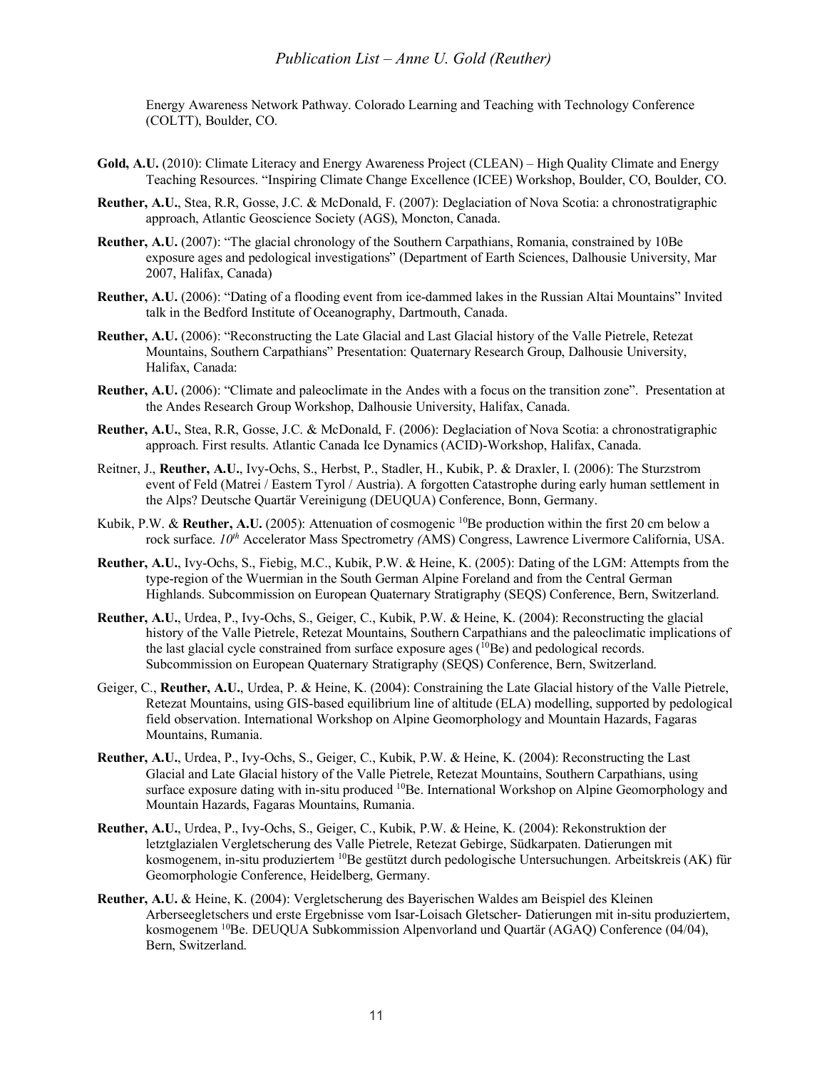Energy Awareness Network Pathway. Colorado Learning and Teaching with Technology Conference (COLTT), Boulder, CO.

**Gold, A.U.** (2010): Climate Literacy and Energy Awareness Project (CLEAN) – High Quality Climate and Energy Teaching Resources. "Inspiring Climate Change Excellence (ICEE) Workshop, Boulder, CO, Boulder, CO.

**Reuther, A.U.**, Stea, R.R, Gosse, J.C. & McDonald, F. (2007): Deglaciation of Nova Scotia: a chronostratigraphic approach, Atlantic Geoscience Society (AGS), Moncton, Canada.

**Reuther, A.U.** (2007): "The glacial chronology of the Southern Carpathians, Romania, constrained by 10Be exposure ages and pedological investigations" (Department of Earth Sciences, Dalhousie University, Mar 2007, Halifax, Canada)

**Reuther, A.U.** (2006): "Dating of a flooding event from ice-dammed lakes in the Russian Altai Mountains" Invited talk in the Bedford Institute of Oceanography, Dartmouth, Canada.

**Reuther, A.U.** (2006): "Reconstructing the Late Glacial and Last Glacial history of the Valle Pietrele, Retezat Mountains, Southern Carpathians" Presentation: Quaternary Research Group, Dalhousie University, Halifax, Canada:

**Reuther, A.U.** (2006): "Climate and paleoclimate in the Andes with a focus on the transition zone". Presentation at the Andes Research Group Workshop, Dalhousie University, Halifax, Canada.

**Reuther, A.U.**, Stea, R.R, Gosse, J.C. & McDonald, F. (2006): Deglaciation of Nova Scotia: a chronostratigraphic approach. First results. Atlantic Canada Ice Dynamics (ACID)-Workshop, Halifax, Canada.

Reitner, J., **Reuther, A.U.**, Ivy-Ochs, S., Herbst, P., Stadler, H., Kubik, P. & Draxler, I. (2006): The Sturzstrom event of Feld (Matrei / Eastern Tyrol / Austria). A forgotten Catastrophe during early human settlement in the Alps? Deutsche Quartär Vereinigung (DEUQUA) Conference, Bonn, Germany.

Kubik, P.W. & **Reuther, A.U.** (2005): Attenuation of cosmogenic $^{10}$Be production within the first 20 cm below a rock surface. *10$^{th}$* Accelerator Mass Spectrometry *(*AMS) Congress, Lawrence Livermore California, USA.

**Reuther, A.U.**, Ivy-Ochs, S., Fiebig, M.C., Kubik, P.W. & Heine, K. (2005): Dating of the LGM: Attempts from the type-region of the Wuermian in the South German Alpine Foreland and from the Central German Highlands. Subcommission on European Quaternary Stratigraphy (SEQS) Conference, Bern, Switzerland.

**Reuther, A.U.**, Urdea, P., Ivy-Ochs, S., Geiger, C., Kubik, P.W. & Heine, K. (2004): Reconstructing the glacial history of the Valle Pietrele, Retezat Mountains, Southern Carpathians and the paleoclimatic implications of the last glacial cycle constrained from surface exposure ages ($^{10}$Be) and pedological records. Subcommission on European Quaternary Stratigraphy (SEQS) Conference, Bern, Switzerland.

Geiger, C., **Reuther, A.U.**, Urdea, P. & Heine, K. (2004): Constraining the Late Glacial history of the Valle Pietrele, Retezat Mountains, using GIS-based equilibrium line of altitude (ELA) modelling, supported by pedological field observation. International Workshop on Alpine Geomorphology and Mountain Hazards, Fagaras Mountains, Rumania.

**Reuther, A.U.**, Urdea, P., Ivy-Ochs, S., Geiger, C., Kubik, P.W. & Heine, K. (2004): Reconstructing the Last Glacial and Late Glacial history of the Valle Pietrele, Retezat Mountains, Southern Carpathians, using surface exposure dating with in-situ produced $^{10}$Be. International Workshop on Alpine Geomorphology and Mountain Hazards, Fagaras Mountains, Rumania.

**Reuther, A.U.**, Urdea, P., Ivy-Ochs, S., Geiger, C., Kubik, P.W. & Heine, K. (2004): Rekonstruktion der letztglazialen Vergletscherung des Valle Pietrele, Retezat Gebirge, Südkarpaten. Datierungen mit kosmogenem, in-situ produziertem $^{10}$Be gestützt durch pedologische Untersuchungen. Arbeitskreis (AK) für Geomorphologie Conference, Heidelberg, Germany.

**Reuther, A.U.** & Heine, K. (2004): Vergletscherung des Bayerischen Waldes am Beispiel des Kleinen Arberseegletschers und erste Ergebnisse vom Isar-Loisach Gletscher- Datierungen mit in-situ produziertem, kosmogenem $^{10}$Be. DEUQUA Subkommission Alpenvorland und Quartär (AGAQ) Conference (04/04), Bern, Switzerland.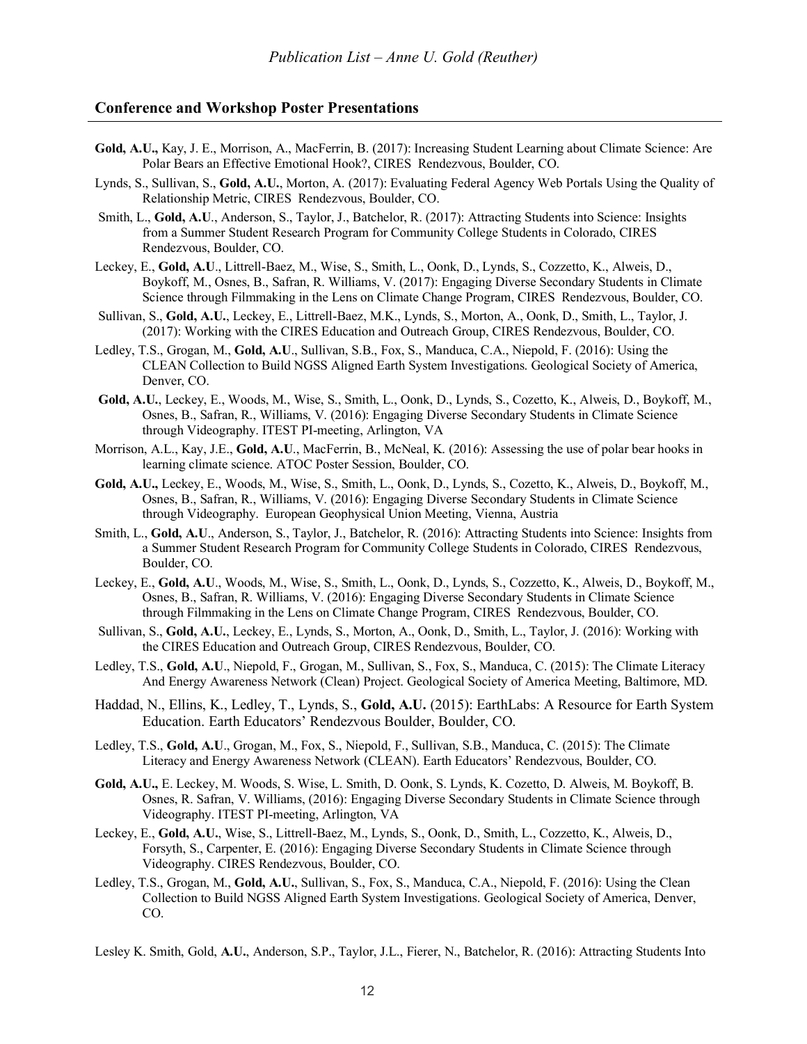## Conference and Workshop Poster Presentations

**Gold, A.U.,** Kay, J. E., Morrison, A., MacFerrin, B. (2017): Increasing Student Learning about Climate Science: Are Polar Bears an Effective Emotional Hook?, CIRES Rendezvous, Boulder, CO.

Lynds, S., Sullivan, S., **Gold, A.U.**, Morton, A. (2017): Evaluating Federal Agency Web Portals Using the Quality of Relationship Metric, CIRES Rendezvous, Boulder, CO.

Smith, L., **Gold, A.U**., Anderson, S., Taylor, J., Batchelor, R. (2017): Attracting Students into Science: Insights from a Summer Student Research Program for Community College Students in Colorado, CIRES Rendezvous, Boulder, CO.

Leckey, E., **Gold, A.U**., Littrell-Baez, M., Wise, S., Smith, L., Oonk, D., Lynds, S., Cozzetto, K., Alweis, D., Boykoff, M., Osnes, B., Safran, R. Williams, V. (2017): Engaging Diverse Secondary Students in Climate Science through Filmmaking in the Lens on Climate Change Program, CIRES Rendezvous, Boulder, CO.

Sullivan, S., **Gold, A.U.**, Leckey, E., Littrell-Baez, M.K., Lynds, S., Morton, A., Oonk, D., Smith, L., Taylor, J. (2017): Working with the CIRES Education and Outreach Group, CIRES Rendezvous, Boulder, CO.

Ledley, T.S., Grogan, M., **Gold, A.U**., Sullivan, S.B., Fox, S., Manduca, C.A., Niepold, F. (2016): Using the CLEAN Collection to Build NGSS Aligned Earth System Investigations. Geological Society of America, Denver, CO.

**Gold, A.U.**, Leckey, E., Woods, M., Wise, S., Smith, L., Oonk, D., Lynds, S., Cozetto, K., Alweis, D., Boykoff, M., Osnes, B., Safran, R., Williams, V. (2016): Engaging Diverse Secondary Students in Climate Science through Videography. ITEST PI-meeting, Arlington, VA

Morrison, A.L., Kay, J.E., **Gold, A.U**., MacFerrin, B., McNeal, K. (2016): Assessing the use of polar bear hooks in learning climate science. ATOC Poster Session, Boulder, CO.

**Gold, A.U.,** Leckey, E., Woods, M., Wise, S., Smith, L., Oonk, D., Lynds, S., Cozetto, K., Alweis, D., Boykoff, M., Osnes, B., Safran, R., Williams, V. (2016): Engaging Diverse Secondary Students in Climate Science through Videography. European Geophysical Union Meeting, Vienna, Austria

Smith, L., **Gold, A.U**., Anderson, S., Taylor, J., Batchelor, R. (2016): Attracting Students into Science: Insights from a Summer Student Research Program for Community College Students in Colorado, CIRES Rendezvous, Boulder, CO.

Leckey, E., **Gold, A.U**., Woods, M., Wise, S., Smith, L., Oonk, D., Lynds, S., Cozzetto, K., Alweis, D., Boykoff, M., Osnes, B., Safran, R. Williams, V. (2016): Engaging Diverse Secondary Students in Climate Science through Filmmaking in the Lens on Climate Change Program, CIRES Rendezvous, Boulder, CO.

Sullivan, S., **Gold, A.U.**, Leckey, E., Lynds, S., Morton, A., Oonk, D., Smith, L., Taylor, J. (2016): Working with the CIRES Education and Outreach Group, CIRES Rendezvous, Boulder, CO.

Ledley, T.S., **Gold, A.U**., Niepold, F., Grogan, M., Sullivan, S., Fox, S., Manduca, C. (2015): The Climate Literacy And Energy Awareness Network (Clean) Project. Geological Society of America Meeting, Baltimore, MD.

Haddad, N., Ellins, K., Ledley, T., Lynds, S., **Gold, A.U.** (2015): EarthLabs: A Resource for Earth System Education. Earth Educators' Rendezvous Boulder, Boulder, CO.

Ledley, T.S., **Gold, A.U**., Grogan, M., Fox, S., Niepold, F., Sullivan, S.B., Manduca, C. (2015): The Climate Literacy and Energy Awareness Network (CLEAN). Earth Educators' Rendezvous, Boulder, CO.

**Gold, A.U.,** E. Leckey, M. Woods, S. Wise, L. Smith, D. Oonk, S. Lynds, K. Cozetto, D. Alweis, M. Boykoff, B. Osnes, R. Safran, V. Williams, (2016): Engaging Diverse Secondary Students in Climate Science through Videography. ITEST PI-meeting, Arlington, VA

Leckey, E., **Gold, A.U.**, Wise, S., Littrell-Baez, M., Lynds, S., Oonk, D., Smith, L., Cozzetto, K., Alweis, D., Forsyth, S., Carpenter, E. (2016): Engaging Diverse Secondary Students in Climate Science through Videography. CIRES Rendezvous, Boulder, CO.

Ledley, T.S., Grogan, M., **Gold, A.U.**, Sullivan, S., Fox, S., Manduca, C.A., Niepold, F. (2016): Using the Clean Collection to Build NGSS Aligned Earth System Investigations. Geological Society of America, Denver, CO.

Lesley K. Smith, Gold, **A.U.**, Anderson, S.P., Taylor, J.L., Fierer, N., Batchelor, R. (2016): Attracting Students Into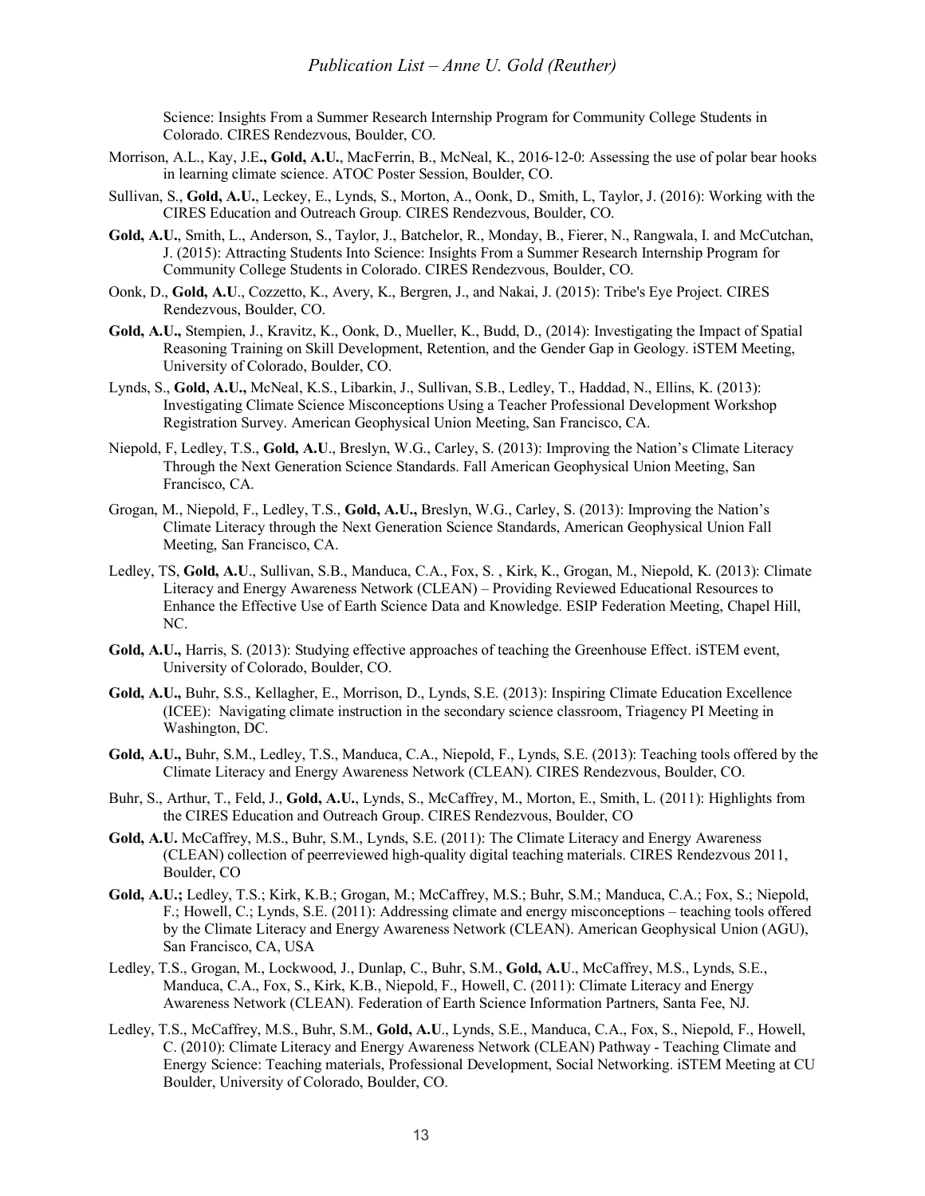Science: Insights From a Summer Research Internship Program for Community College Students in Colorado. CIRES Rendezvous, Boulder, CO.

Morrison, A.L., Kay, J.E**., Gold, A.U.**, MacFerrin, B., McNeal, K., 2016-12-0: Assessing the use of polar bear hooks in learning climate science. ATOC Poster Session, Boulder, CO.

Sullivan, S., **Gold, A.U.**, Leckey, E., Lynds, S., Morton, A., Oonk, D., Smith, L, Taylor, J. (2016): Working with the CIRES Education and Outreach Group. CIRES Rendezvous, Boulder, CO.

**Gold, A.U.**, Smith, L., Anderson, S., Taylor, J., Batchelor, R., Monday, B., Fierer, N., Rangwala, I. and McCutchan, J. (2015): Attracting Students Into Science: Insights From a Summer Research Internship Program for Community College Students in Colorado. CIRES Rendezvous, Boulder, CO.

Oonk, D., **Gold, A.U**., Cozzetto, K., Avery, K., Bergren, J., and Nakai, J. (2015): Tribe's Eye Project. CIRES Rendezvous, Boulder, CO.

**Gold, A.U.,** Stempien, J., Kravitz, K., Oonk, D., Mueller, K., Budd, D., (2014): Investigating the Impact of Spatial Reasoning Training on Skill Development, Retention, and the Gender Gap in Geology. iSTEM Meeting, University of Colorado, Boulder, CO.

Lynds, S., **Gold, A.U.,** McNeal, K.S., Libarkin, J., Sullivan, S.B., Ledley, T., Haddad, N., Ellins, K. (2013): Investigating Climate Science Misconceptions Using a Teacher Professional Development Workshop Registration Survey. American Geophysical Union Meeting, San Francisco, CA.

Niepold, F, Ledley, T.S., **Gold, A.U**., Breslyn, W.G., Carley, S. (2013): Improving the Nation's Climate Literacy Through the Next Generation Science Standards. Fall American Geophysical Union Meeting, San Francisco, CA.

Grogan, M., Niepold, F., Ledley, T.S., **Gold, A.U.,** Breslyn, W.G., Carley, S. (2013): Improving the Nation's Climate Literacy through the Next Generation Science Standards, American Geophysical Union Fall Meeting, San Francisco, CA.

Ledley, TS, **Gold, A.U**., Sullivan, S.B., Manduca, C.A., Fox, S. , Kirk, K., Grogan, M., Niepold, K. (2013): Climate Literacy and Energy Awareness Network (CLEAN) – Providing Reviewed Educational Resources to Enhance the Effective Use of Earth Science Data and Knowledge. ESIP Federation Meeting, Chapel Hill, NC.

**Gold, A.U.,** Harris, S. (2013): Studying effective approaches of teaching the Greenhouse Effect. iSTEM event, University of Colorado, Boulder, CO.

**Gold, A.U.,** Buhr, S.S., Kellagher, E., Morrison, D., Lynds, S.E. (2013): Inspiring Climate Education Excellence (ICEE): Navigating climate instruction in the secondary science classroom, Triagency PI Meeting in Washington, DC.

**Gold, A.U.,** Buhr, S.M., Ledley, T.S., Manduca, C.A., Niepold, F., Lynds, S.E. (2013): Teaching tools offered by the Climate Literacy and Energy Awareness Network (CLEAN). CIRES Rendezvous, Boulder, CO.

Buhr, S., Arthur, T., Feld, J., **Gold, A.U.**, Lynds, S., McCaffrey, M., Morton, E., Smith, L. (2011): Highlights from the CIRES Education and Outreach Group. CIRES Rendezvous, Boulder, CO

**Gold, A.U.** McCaffrey, M.S., Buhr, S.M., Lynds, S.E. (2011): The Climate Literacy and Energy Awareness (CLEAN) collection of peerreviewed high-quality digital teaching materials. CIRES Rendezvous 2011, Boulder, CO

**Gold, A.U.;** Ledley, T.S.; Kirk, K.B.; Grogan, M.; McCaffrey, M.S.; Buhr, S.M.; Manduca, C.A.; Fox, S.; Niepold, F.; Howell, C.; Lynds, S.E. (2011): Addressing climate and energy misconceptions – teaching tools offered by the Climate Literacy and Energy Awareness Network (CLEAN). American Geophysical Union (AGU), San Francisco, CA, USA

Ledley, T.S., Grogan, M., Lockwood, J., Dunlap, C., Buhr, S.M., **Gold, A.U**., McCaffrey, M.S., Lynds, S.E., Manduca, C.A., Fox, S., Kirk, K.B., Niepold, F., Howell, C. (2011): Climate Literacy and Energy Awareness Network (CLEAN). Federation of Earth Science Information Partners, Santa Fee, NJ.

Ledley, T.S., McCaffrey, M.S., Buhr, S.M., **Gold, A.U**., Lynds, S.E., Manduca, C.A., Fox, S., Niepold, F., Howell, C. (2010): Climate Literacy and Energy Awareness Network (CLEAN) Pathway - Teaching Climate and Energy Science: Teaching materials, Professional Development, Social Networking. iSTEM Meeting at CU Boulder, University of Colorado, Boulder, CO.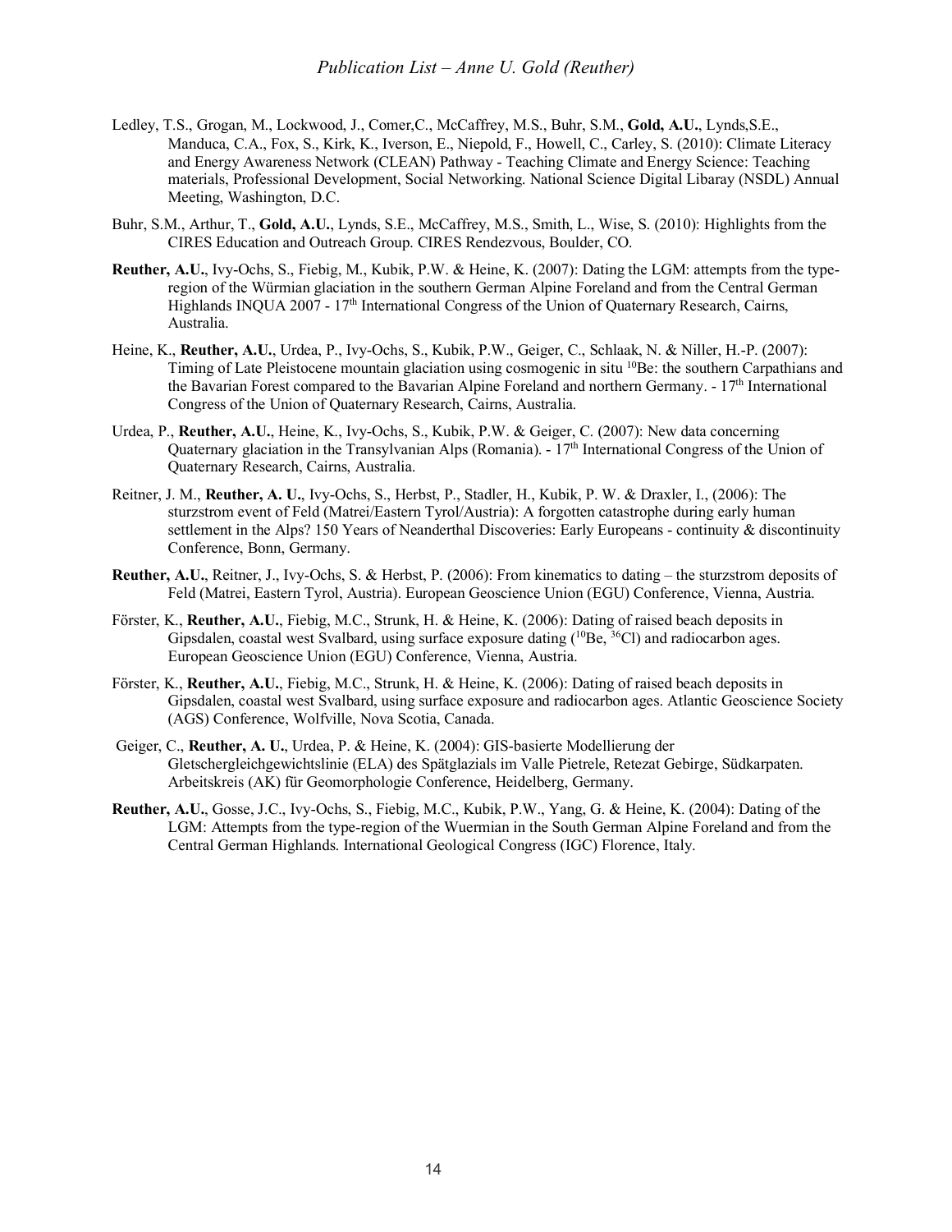Ledley, T.S., Grogan, M., Lockwood, J., Comer,C., McCaffrey, M.S., Buhr, S.M., **Gold, A.U.**, Lynds,S.E., Manduca, C.A., Fox, S., Kirk, K., Iverson, E., Niepold, F., Howell, C., Carley, S. (2010): Climate Literacy and Energy Awareness Network (CLEAN) Pathway - Teaching Climate and Energy Science: Teaching materials, Professional Development, Social Networking. National Science Digital Libaray (NSDL) Annual Meeting, Washington, D.C.

Buhr, S.M., Arthur, T., **Gold, A.U.**, Lynds, S.E., McCaffrey, M.S., Smith, L., Wise, S. (2010): Highlights from the CIRES Education and Outreach Group. CIRES Rendezvous, Boulder, CO.

**Reuther, A.U.**, Ivy-Ochs, S., Fiebig, M., Kubik, P.W. & Heine, K. (2007): Dating the LGM: attempts from the type-region of the Würmian glaciation in the southern German Alpine Foreland and from the Central German Highlands INQUA 2007 - 17th International Congress of the Union of Quaternary Research, Cairns, Australia.

Heine, K., **Reuther, A.U.**, Urdea, P., Ivy-Ochs, S., Kubik, P.W., Geiger, C., Schlaak, N. & Niller, H.-P. (2007): Timing of Late Pleistocene mountain glaciation using cosmogenic in situ $^{10}$Be: the southern Carpathians and the Bavarian Forest compared to the Bavarian Alpine Foreland and northern Germany. - 17th International Congress of the Union of Quaternary Research, Cairns, Australia.

Urdea, P., **Reuther, A.U.**, Heine, K., Ivy-Ochs, S., Kubik, P.W. & Geiger, C. (2007): New data concerning Quaternary glaciation in the Transylvanian Alps (Romania). - 17th International Congress of the Union of Quaternary Research, Cairns, Australia.

Reitner, J. M., **Reuther, A. U.**, Ivy-Ochs, S., Herbst, P., Stadler, H., Kubik, P. W. & Draxler, I., (2006): The sturzstrom event of Feld (Matrei/Eastern Tyrol/Austria): A forgotten catastrophe during early human settlement in the Alps? 150 Years of Neanderthal Discoveries: Early Europeans - continuity & discontinuity Conference, Bonn, Germany.

**Reuther, A.U.**, Reitner, J., Ivy-Ochs, S. & Herbst, P. (2006): From kinematics to dating – the sturzstrom deposits of Feld (Matrei, Eastern Tyrol, Austria). European Geoscience Union (EGU) Conference, Vienna, Austria.

Förster, K., **Reuther, A.U.**, Fiebig, M.C., Strunk, H. & Heine, K. (2006): Dating of raised beach deposits in Gipsdalen, coastal west Svalbard, using surface exposure dating ($^{10}$Be, $^{36}$Cl) and radiocarbon ages. European Geoscience Union (EGU) Conference, Vienna, Austria.

Förster, K., **Reuther, A.U.**, Fiebig, M.C., Strunk, H. & Heine, K. (2006): Dating of raised beach deposits in Gipsdalen, coastal west Svalbard, using surface exposure and radiocarbon ages. Atlantic Geoscience Society (AGS) Conference, Wolfville, Nova Scotia, Canada.

Geiger, C., **Reuther, A. U.**, Urdea, P. & Heine, K. (2004): GIS-basierte Modellierung der Gletschergleichgewichtslinie (ELA) des Spätglazials im Valle Pietrele, Retezat Gebirge, Südkarpaten. Arbeitskreis (AK) für Geomorphologie Conference, Heidelberg, Germany.

**Reuther, A.U.**, Gosse, J.C., Ivy-Ochs, S., Fiebig, M.C., Kubik, P.W., Yang, G. & Heine, K. (2004): Dating of the LGM: Attempts from the type-region of the Wuermian in the South German Alpine Foreland and from the Central German Highlands. International Geological Congress (IGC) Florence, Italy.